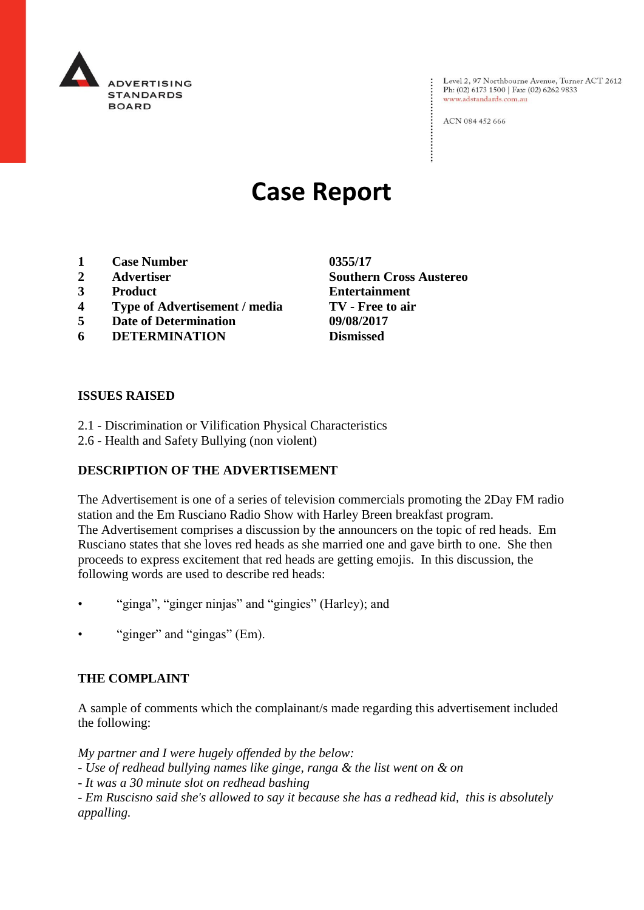ADVERTISING STANDARDS BOARD

Level 2, 97 Northbourne Avenue, Turner ACT 2612
Ph: (02) 6173 1500 | Fax: (02) 6262 9833
www.adstandards.com.au

ACN 084 452 666

# Case Report

| | | |
|---|---|---|
| **1** | **Case Number** | **0355/17** |
| **2** | **Advertiser** | **Southern Cross Austereo** |
| **3** | **Product** | **Entertainment** |
| **4** | **Type of Advertisement / media** | **TV - Free to air** |
| **5** | **Date of Determination** | **09/08/2017** |
| **6** | **DETERMINATION** | **Dismissed** |

**ISSUES RAISED**

2.1 - Discrimination or Vilification Physical Characteristics
2.6 - Health and Safety Bullying (non violent)

**DESCRIPTION OF THE ADVERTISEMENT**

The Advertisement is one of a series of television commercials promoting the 2Day FM radio station and the Em Rusciano Radio Show with Harley Breen breakfast program.
The Advertisement comprises a discussion by the announcers on the topic of red heads. Em Rusciano states that she loves red heads as she married one and gave birth to one. She then proceeds to express excitement that red heads are getting emojis. In this discussion, the following words are used to describe red heads:

- "ginga", "ginger ninjas" and "gingies" (Harley); and
- "ginger" and "gingas" (Em).

**THE COMPLAINT**

A sample of comments which the complainant/s made regarding this advertisement included the following:

*My partner and I were hugely offended by the below:*
*- Use of redhead bullying names like ginge, ranga & the list went on & on*
*- It was a 30 minute slot on redhead bashing*
*- Em Ruscisno said she's allowed to say it because she has a redhead kid, this is absolutely appalling.*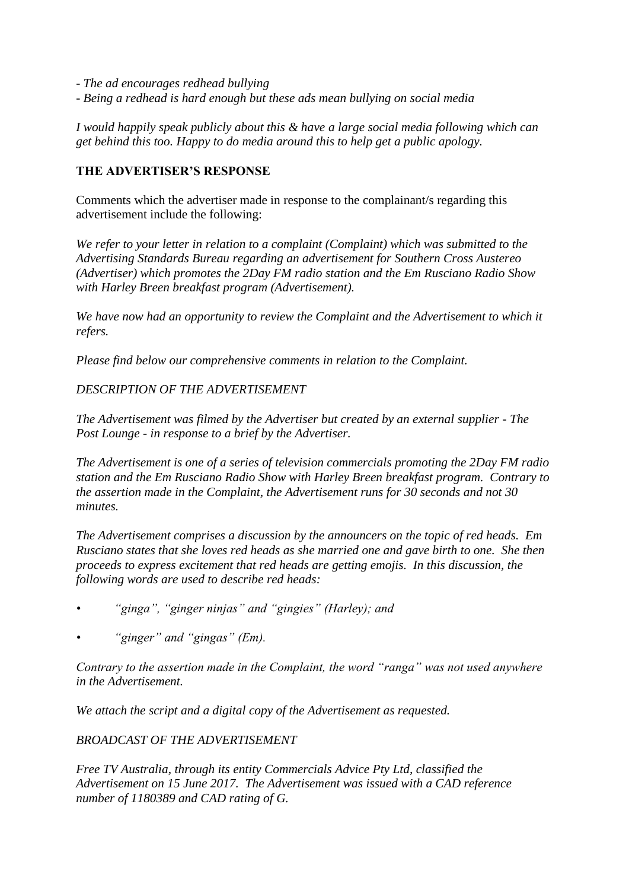*- The ad encourages redhead bullying*
*- Being a redhead is hard enough but these ads mean bullying on social media*

*I would happily speak publicly about this & have a large social media following which can get behind this too. Happy to do media around this to help get a public apology.*

**THE ADVERTISER'S RESPONSE**

Comments which the advertiser made in response to the complainant/s regarding this advertisement include the following:

*We refer to your letter in relation to a complaint (Complaint) which was submitted to the Advertising Standards Bureau regarding an advertisement for Southern Cross Austereo (Advertiser) which promotes the 2Day FM radio station and the Em Rusciano Radio Show with Harley Breen breakfast program (Advertisement).*

*We have now had an opportunity to review the Complaint and the Advertisement to which it refers.*

*Please find below our comprehensive comments in relation to the Complaint.*

*DESCRIPTION OF THE ADVERTISEMENT*

*The Advertisement was filmed by the Advertiser but created by an external supplier - The Post Lounge - in response to a brief by the Advertiser.*

*The Advertisement is one of a series of television commercials promoting the 2Day FM radio station and the Em Rusciano Radio Show with Harley Breen breakfast program. Contrary to the assertion made in the Complaint, the Advertisement runs for 30 seconds and not 30 minutes.*

*The Advertisement comprises a discussion by the announcers on the topic of red heads. Em Rusciano states that she loves red heads as she married one and gave birth to one. She then proceeds to express excitement that red heads are getting emojis. In this discussion, the following words are used to describe red heads:*

- *"ginga", "ginger ninjas" and "gingies" (Harley); and*
- *"ginger" and "gingas" (Em).*

*Contrary to the assertion made in the Complaint, the word "ranga" was not used anywhere in the Advertisement.*

*We attach the script and a digital copy of the Advertisement as requested.*

*BROADCAST OF THE ADVERTISEMENT*

*Free TV Australia, through its entity Commercials Advice Pty Ltd, classified the Advertisement on 15 June 2017. The Advertisement was issued with a CAD reference number of 1180389 and CAD rating of G.*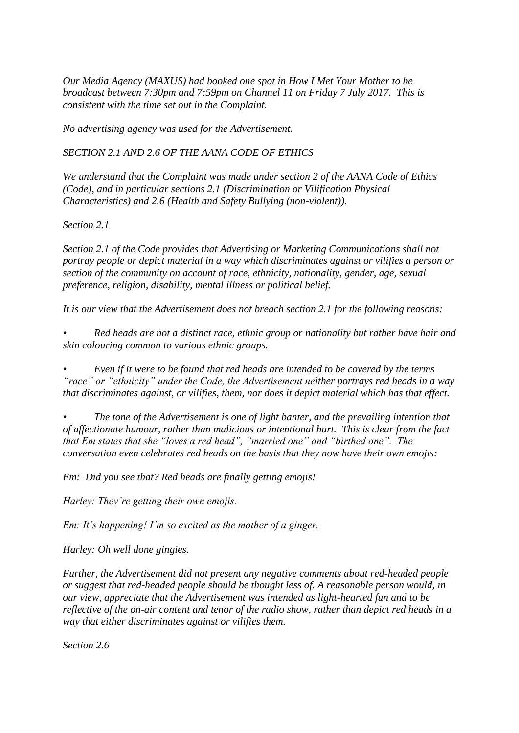*Our Media Agency (MAXUS) had booked one spot in How I Met Your Mother to be broadcast between 7:30pm and 7:59pm on Channel 11 on Friday 7 July 2017. This is consistent with the time set out in the Complaint.*

*No advertising agency was used for the Advertisement.*

*SECTION 2.1 AND 2.6 OF THE AANA CODE OF ETHICS*

*We understand that the Complaint was made under section 2 of the AANA Code of Ethics (Code), and in particular sections 2.1 (Discrimination or Vilification Physical Characteristics) and 2.6 (Health and Safety Bullying (non-violent)).*

*Section 2.1*

*Section 2.1 of the Code provides that Advertising or Marketing Communications shall not portray people or depict material in a way which discriminates against or vilifies a person or section of the community on account of race, ethnicity, nationality, gender, age, sexual preference, religion, disability, mental illness or political belief.*

*It is our view that the Advertisement does not breach section 2.1 for the following reasons:*

- *Red heads are not a distinct race, ethnic group or nationality but rather have hair and skin colouring common to various ethnic groups.*
- *Even if it were to be found that red heads are intended to be covered by the terms "race" or "ethnicity" under the Code, the Advertisement neither portrays red heads in a way that discriminates against, or vilifies, them, nor does it depict material which has that effect.*
- *The tone of the Advertisement is one of light banter, and the prevailing intention that of affectionate humour, rather than malicious or intentional hurt. This is clear from the fact that Em states that she "loves a red head", "married one" and "birthed one". The conversation even celebrates red heads on the basis that they now have their own emojis:*

*Em: Did you see that? Red heads are finally getting emojis!*

*Harley: They're getting their own emojis.*

*Em: It's happening! I'm so excited as the mother of a ginger.*

*Harley: Oh well done gingies.*

*Further, the Advertisement did not present any negative comments about red-headed people or suggest that red-headed people should be thought less of. A reasonable person would, in our view, appreciate that the Advertisement was intended as light-hearted fun and to be reflective of the on-air content and tenor of the radio show, rather than depict red heads in a way that either discriminates against or vilifies them.*

*Section 2.6*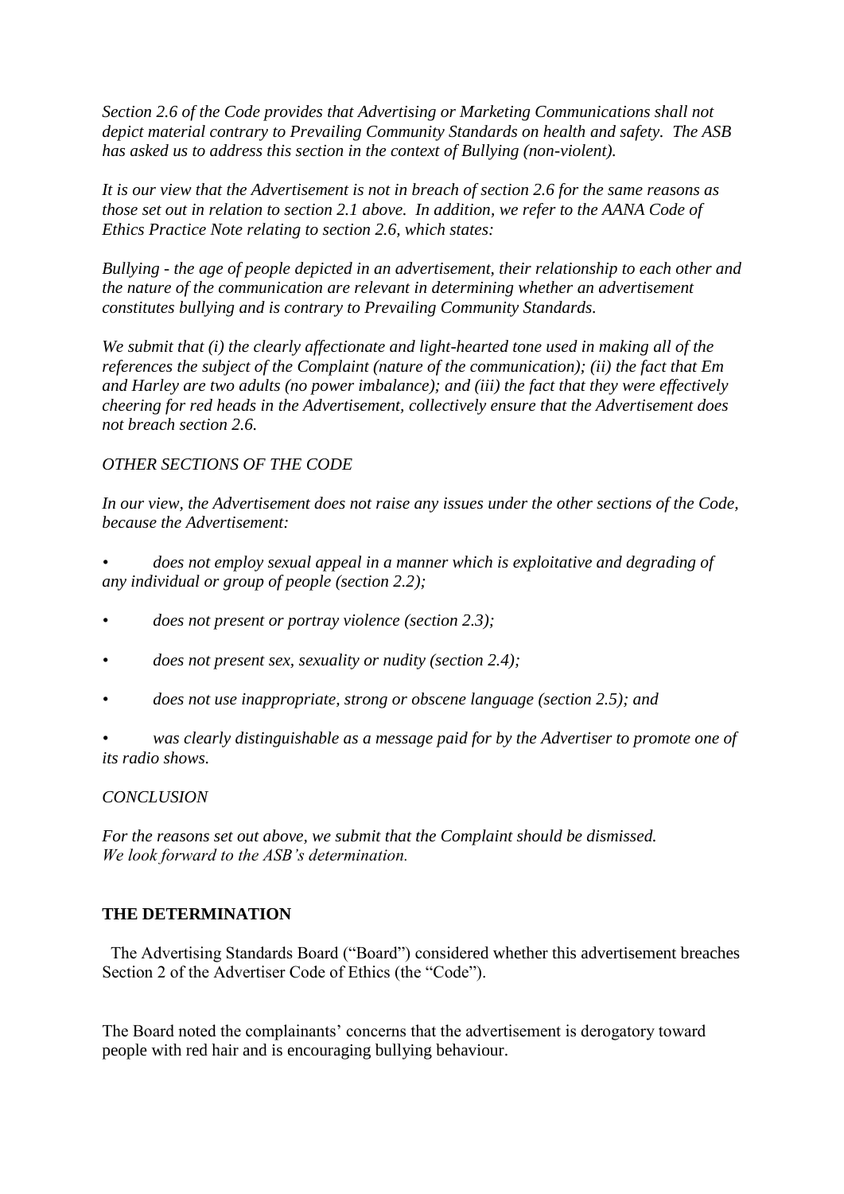*Section 2.6 of the Code provides that Advertising or Marketing Communications shall not depict material contrary to Prevailing Community Standards on health and safety. The ASB has asked us to address this section in the context of Bullying (non-violent).*

*It is our view that the Advertisement is not in breach of section 2.6 for the same reasons as those set out in relation to section 2.1 above. In addition, we refer to the AANA Code of Ethics Practice Note relating to section 2.6, which states:*

*Bullying - the age of people depicted in an advertisement, their relationship to each other and the nature of the communication are relevant in determining whether an advertisement constitutes bullying and is contrary to Prevailing Community Standards.*

*We submit that (i) the clearly affectionate and light-hearted tone used in making all of the references the subject of the Complaint (nature of the communication); (ii) the fact that Em and Harley are two adults (no power imbalance); and (iii) the fact that they were effectively cheering for red heads in the Advertisement, collectively ensure that the Advertisement does not breach section 2.6.*

*OTHER SECTIONS OF THE CODE*

*In our view, the Advertisement does not raise any issues under the other sections of the Code, because the Advertisement:*

- *does not employ sexual appeal in a manner which is exploitative and degrading of any individual or group of people (section 2.2);*
- *does not present or portray violence (section 2.3);*
- *does not present sex, sexuality or nudity (section 2.4);*
- *does not use inappropriate, strong or obscene language (section 2.5); and*
- *was clearly distinguishable as a message paid for by the Advertiser to promote one of its radio shows.*

*CONCLUSION*

*For the reasons set out above, we submit that the Complaint should be dismissed.*
*We look forward to the ASB's determination.*

**THE DETERMINATION**

The Advertising Standards Board ("Board") considered whether this advertisement breaches Section 2 of the Advertiser Code of Ethics (the "Code").

The Board noted the complainants' concerns that the advertisement is derogatory toward people with red hair and is encouraging bullying behaviour.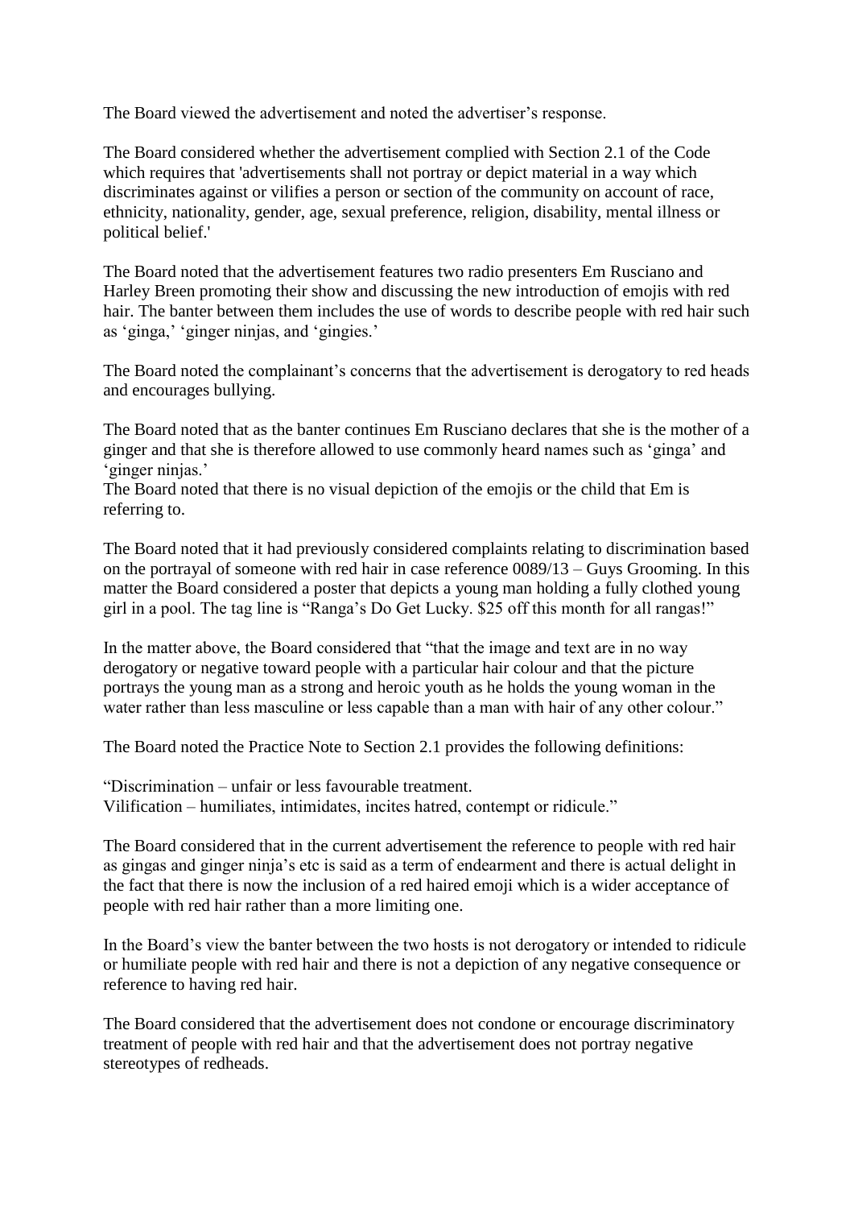The Board viewed the advertisement and noted the advertiser's response.

The Board considered whether the advertisement complied with Section 2.1 of the Code which requires that 'advertisements shall not portray or depict material in a way which discriminates against or vilifies a person or section of the community on account of race, ethnicity, nationality, gender, age, sexual preference, religion, disability, mental illness or political belief.'

The Board noted that the advertisement features two radio presenters Em Rusciano and Harley Breen promoting their show and discussing the new introduction of emojis with red hair. The banter between them includes the use of words to describe people with red hair such as 'ginga,' 'ginger ninjas, and 'gingies.'

The Board noted the complainant's concerns that the advertisement is derogatory to red heads and encourages bullying.

The Board noted that as the banter continues Em Rusciano declares that she is the mother of a ginger and that she is therefore allowed to use commonly heard names such as 'ginga' and 'ginger ninjas.'
The Board noted that there is no visual depiction of the emojis or the child that Em is referring to.

The Board noted that it had previously considered complaints relating to discrimination based on the portrayal of someone with red hair in case reference 0089/13 – Guys Grooming. In this matter the Board considered a poster that depicts a young man holding a fully clothed young girl in a pool. The tag line is "Ranga's Do Get Lucky. $25 off this month for all rangas!"

In the matter above, the Board considered that "that the image and text are in no way derogatory or negative toward people with a particular hair colour and that the picture portrays the young man as a strong and heroic youth as he holds the young woman in the water rather than less masculine or less capable than a man with hair of any other colour."

The Board noted the Practice Note to Section 2.1 provides the following definitions:

"Discrimination – unfair or less favourable treatment.
Vilification – humiliates, intimidates, incites hatred, contempt or ridicule."

The Board considered that in the current advertisement the reference to people with red hair as gingas and ginger ninja's etc is said as a term of endearment and there is actual delight in the fact that there is now the inclusion of a red haired emoji which is a wider acceptance of people with red hair rather than a more limiting one.

In the Board's view the banter between the two hosts is not derogatory or intended to ridicule or humiliate people with red hair and there is not a depiction of any negative consequence or reference to having red hair.

The Board considered that the advertisement does not condone or encourage discriminatory treatment of people with red hair and that the advertisement does not portray negative stereotypes of redheads.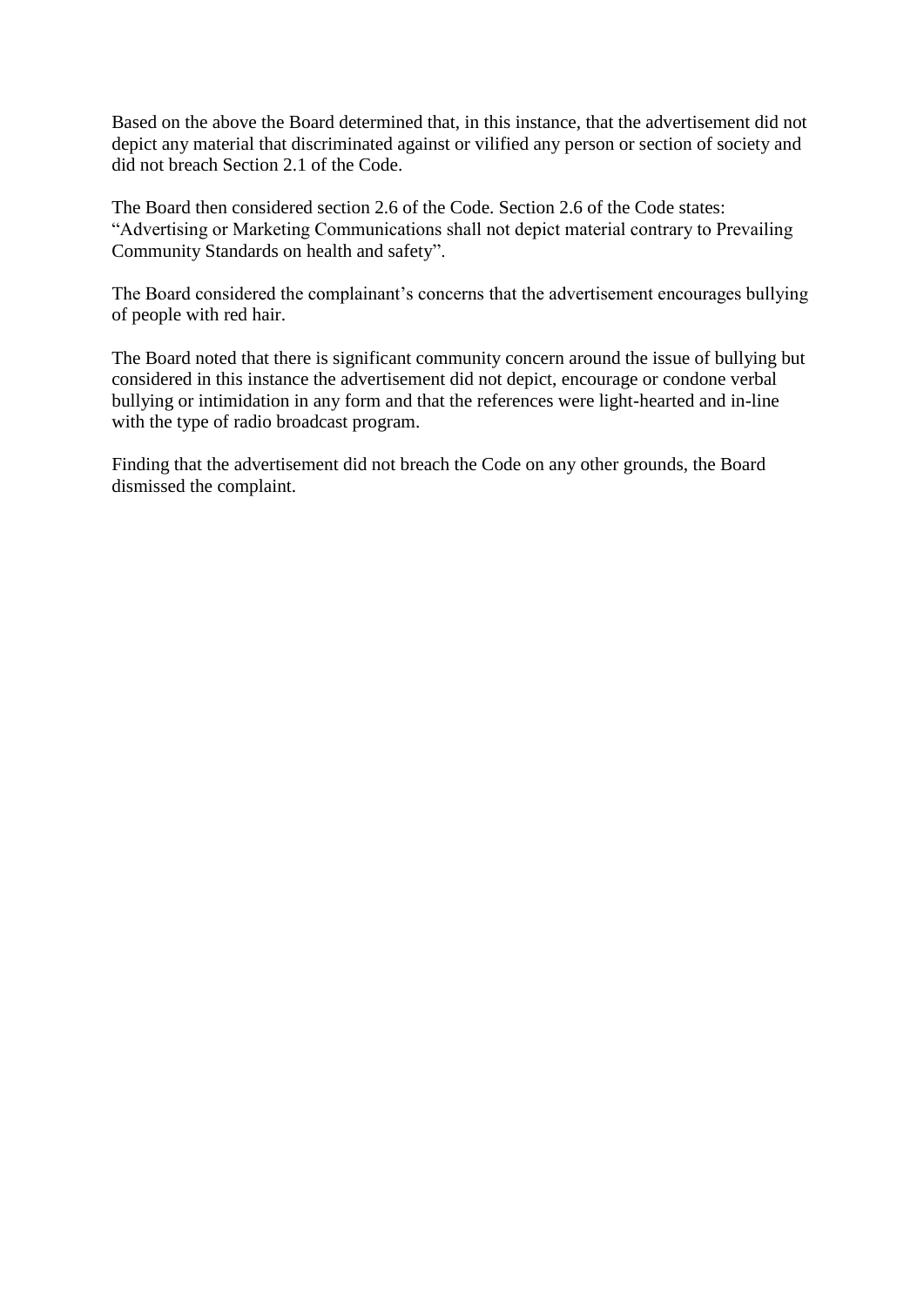Based on the above the Board determined that, in this instance, that the advertisement did not depict any material that discriminated against or vilified any person or section of society and did not breach Section 2.1 of the Code.

The Board then considered section 2.6 of the Code. Section 2.6 of the Code states: "Advertising or Marketing Communications shall not depict material contrary to Prevailing Community Standards on health and safety".

The Board considered the complainant's concerns that the advertisement encourages bullying of people with red hair.

The Board noted that there is significant community concern around the issue of bullying but considered in this instance the advertisement did not depict, encourage or condone verbal bullying or intimidation in any form and that the references were light-hearted and in-line with the type of radio broadcast program.

Finding that the advertisement did not breach the Code on any other grounds, the Board dismissed the complaint.